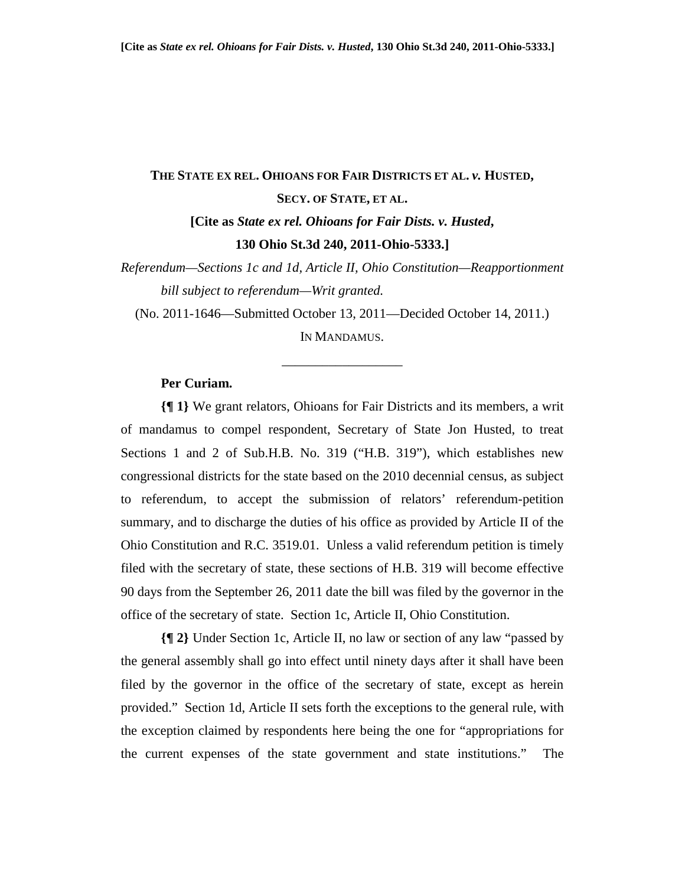**[Cite as *State ex rel. Ohioans for Fair Dists. v. Husted*, 130 Ohio St.3d 240, 2011-Ohio-5333.]**

# THE STATE EX REL. OHIOANS FOR FAIR DISTRICTS ET AL. *v.* HUSTED, SECY. OF STATE, ET AL.

**[Cite as *State ex rel. Ohioans for Fair Dists. v. Husted*, 130 Ohio St.3d 240, 2011-Ohio-5333.]**

*Referendum—Sections 1c and 1d, Article II, Ohio Constitution—Reapportionment bill subject to referendum—Writ granted.*

(No. 2011-1646—Submitted October 13, 2011—Decided October 14, 2011.)

IN MANDAMUS.

---

**Per Curiam.**

**{¶ 1}** We grant relators, Ohioans for Fair Districts and its members, a writ of mandamus to compel respondent, Secretary of State Jon Husted, to treat Sections 1 and 2 of Sub.H.B. No. 319 ("H.B. 319"), which establishes new congressional districts for the state based on the 2010 decennial census, as subject to referendum, to accept the submission of relators' referendum-petition summary, and to discharge the duties of his office as provided by Article II of the Ohio Constitution and R.C. 3519.01. Unless a valid referendum petition is timely filed with the secretary of state, these sections of H.B. 319 will become effective 90 days from the September 26, 2011 date the bill was filed by the governor in the office of the secretary of state. Section 1c, Article II, Ohio Constitution.

**{¶ 2}** Under Section 1c, Article II, no law or section of any law "passed by the general assembly shall go into effect until ninety days after it shall have been filed by the governor in the office of the secretary of state, except as herein provided." Section 1d, Article II sets forth the exceptions to the general rule, with the exception claimed by respondents here being the one for "appropriations for the current expenses of the state government and state institutions." The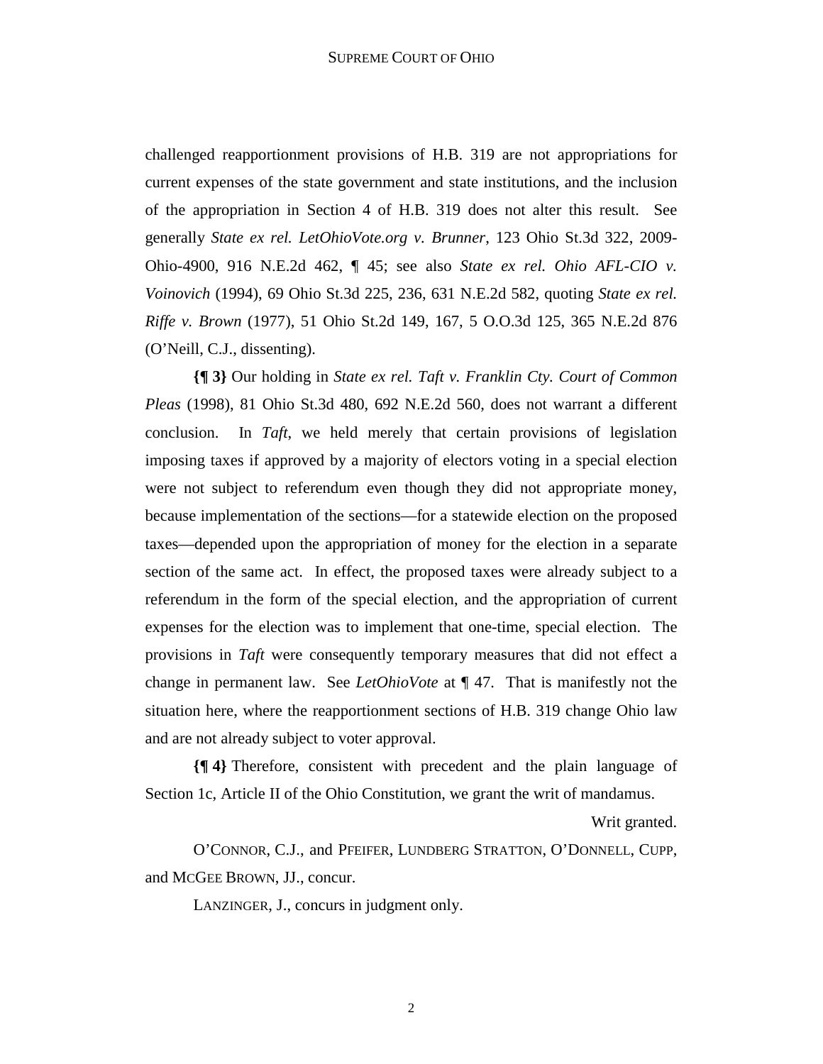challenged reapportionment provisions of H.B. 319 are not appropriations for current expenses of the state government and state institutions, and the inclusion of the appropriation in Section 4 of H.B. 319 does not alter this result. See generally *State ex rel. LetOhioVote.org v. Brunner*, 123 Ohio St.3d 322, 2009-Ohio-4900, 916 N.E.2d 462, ¶ 45; see also *State ex rel. Ohio AFL-CIO v. Voinovich* (1994), 69 Ohio St.3d 225, 236, 631 N.E.2d 582, quoting *State ex rel. Riffe v. Brown* (1977), 51 Ohio St.2d 149, 167, 5 O.O.3d 125, 365 N.E.2d 876 (O'Neill, C.J., dissenting).

**{¶ 3}** Our holding in *State ex rel. Taft v. Franklin Cty. Court of Common Pleas* (1998), 81 Ohio St.3d 480, 692 N.E.2d 560, does not warrant a different conclusion. In *Taft*, we held merely that certain provisions of legislation imposing taxes if approved by a majority of electors voting in a special election were not subject to referendum even though they did not appropriate money, because implementation of the sections—for a statewide election on the proposed taxes—depended upon the appropriation of money for the election in a separate section of the same act. In effect, the proposed taxes were already subject to a referendum in the form of the special election, and the appropriation of current expenses for the election was to implement that one-time, special election. The provisions in *Taft* were consequently temporary measures that did not effect a change in permanent law. See *LetOhioVote* at ¶ 47. That is manifestly not the situation here, where the reapportionment sections of H.B. 319 change Ohio law and are not already subject to voter approval.

**{¶ 4}** Therefore, consistent with precedent and the plain language of Section 1c, Article II of the Ohio Constitution, we grant the writ of mandamus.

Writ granted.

O'CONNOR, C.J., and PFEIFER, LUNDBERG STRATTON, O'DONNELL, CUPP, and MCGEE BROWN, JJ., concur.

LANZINGER, J., concurs in judgment only.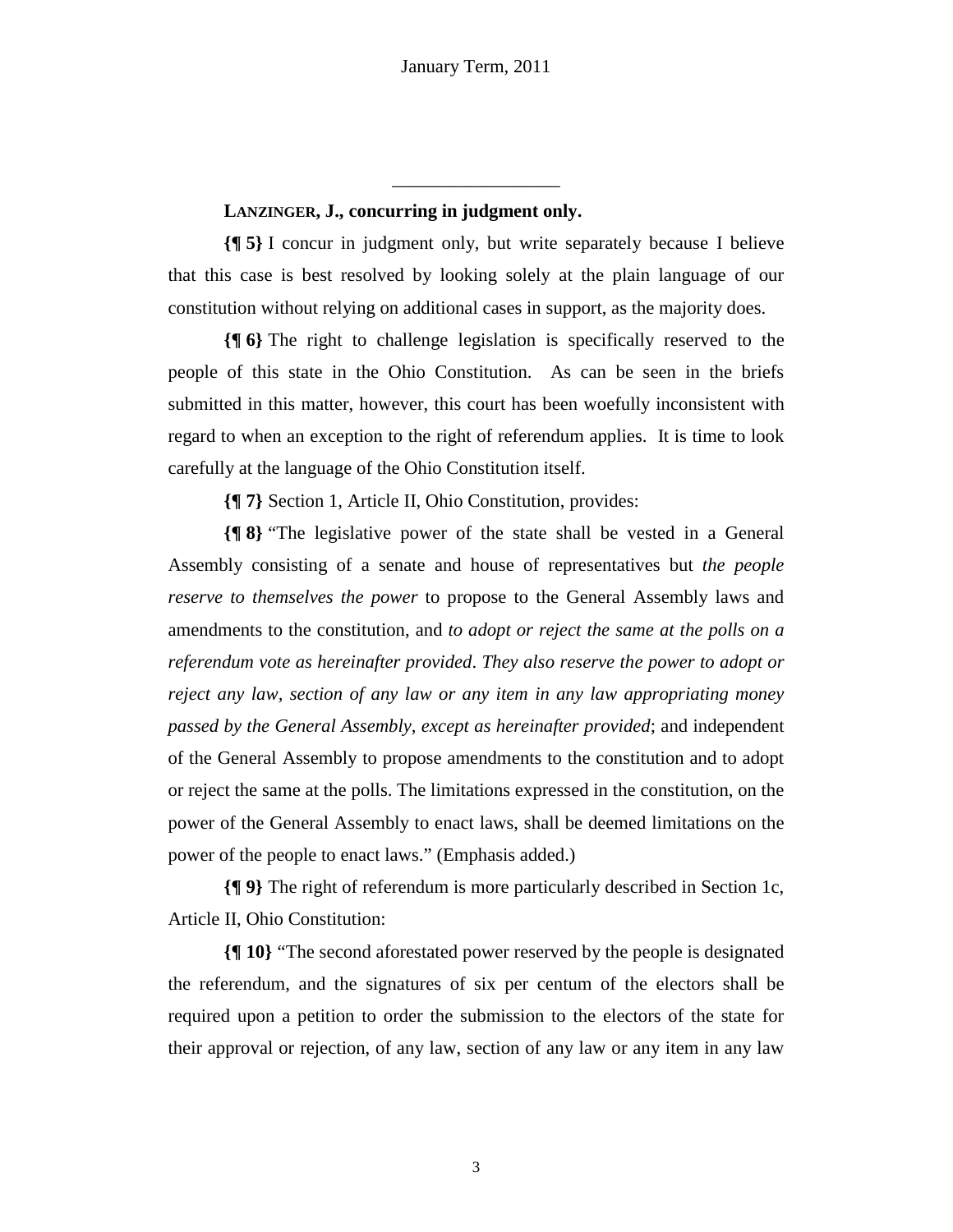---

**LANZINGER, J., concurring in judgment only.**

**{¶ 5}** I concur in judgment only, but write separately because I believe that this case is best resolved by looking solely at the plain language of our constitution without relying on additional cases in support, as the majority does.

**{¶ 6}** The right to challenge legislation is specifically reserved to the people of this state in the Ohio Constitution. As can be seen in the briefs submitted in this matter, however, this court has been woefully inconsistent with regard to when an exception to the right of referendum applies. It is time to look carefully at the language of the Ohio Constitution itself.

**{¶ 7}** Section 1, Article II, Ohio Constitution, provides:

**{¶ 8}** "The legislative power of the state shall be vested in a General Assembly consisting of a senate and house of representatives but *the people reserve to themselves the power* to propose to the General Assembly laws and amendments to the constitution, and *to adopt or reject the same at the polls on a referendum vote as hereinafter provided*. *They also reserve the power to adopt or reject any law, section of any law or any item in any law appropriating money passed by the General Assembly, except as hereinafter provided*; and independent of the General Assembly to propose amendments to the constitution and to adopt or reject the same at the polls. The limitations expressed in the constitution, on the power of the General Assembly to enact laws, shall be deemed limitations on the power of the people to enact laws." (Emphasis added.)

**{¶ 9}** The right of referendum is more particularly described in Section 1c, Article II, Ohio Constitution:

**{¶ 10}** "The second aforestated power reserved by the people is designated the referendum, and the signatures of six per centum of the electors shall be required upon a petition to order the submission to the electors of the state for their approval or rejection, of any law, section of any law or any item in any law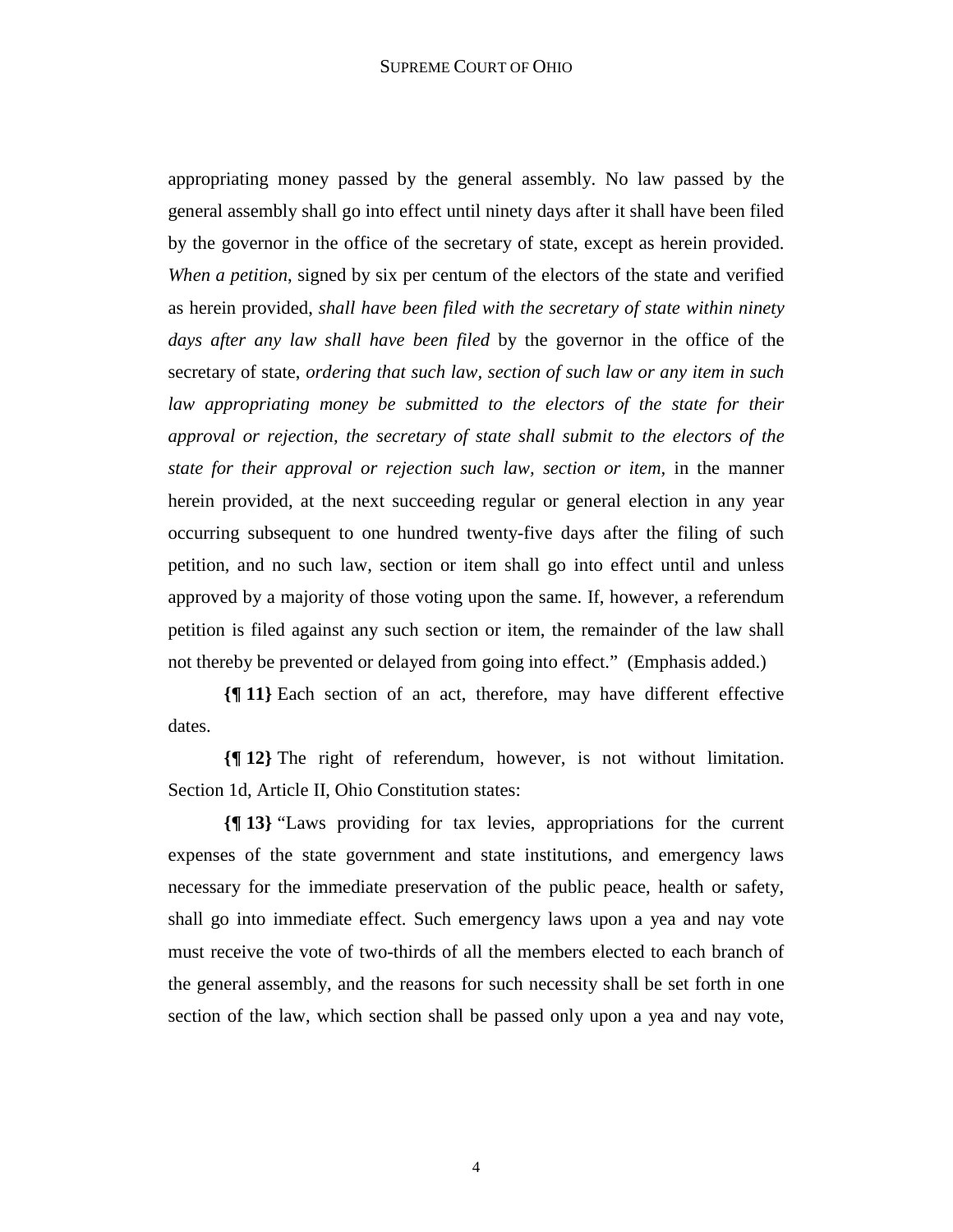appropriating money passed by the general assembly. No law passed by the general assembly shall go into effect until ninety days after it shall have been filed by the governor in the office of the secretary of state, except as herein provided. *When a petition*, signed by six per centum of the electors of the state and verified as herein provided, *shall have been filed with the secretary of state within ninety days after any law shall have been filed* by the governor in the office of the secretary of state, *ordering that such law, section of such law or any item in such law appropriating money be submitted to the electors of the state for their approval or rejection, the secretary of state shall submit to the electors of the state for their approval or rejection such law, section or item*, in the manner herein provided, at the next succeeding regular or general election in any year occurring subsequent to one hundred twenty-five days after the filing of such petition, and no such law, section or item shall go into effect until and unless approved by a majority of those voting upon the same. If, however, a referendum petition is filed against any such section or item, the remainder of the law shall not thereby be prevented or delayed from going into effect." (Emphasis added.)

**{¶ 11}** Each section of an act, therefore, may have different effective dates.

**{¶ 12}** The right of referendum, however, is not without limitation. Section 1d, Article II, Ohio Constitution states:

**{¶ 13}** "Laws providing for tax levies, appropriations for the current expenses of the state government and state institutions, and emergency laws necessary for the immediate preservation of the public peace, health or safety, shall go into immediate effect. Such emergency laws upon a yea and nay vote must receive the vote of two-thirds of all the members elected to each branch of the general assembly, and the reasons for such necessity shall be set forth in one section of the law, which section shall be passed only upon a yea and nay vote,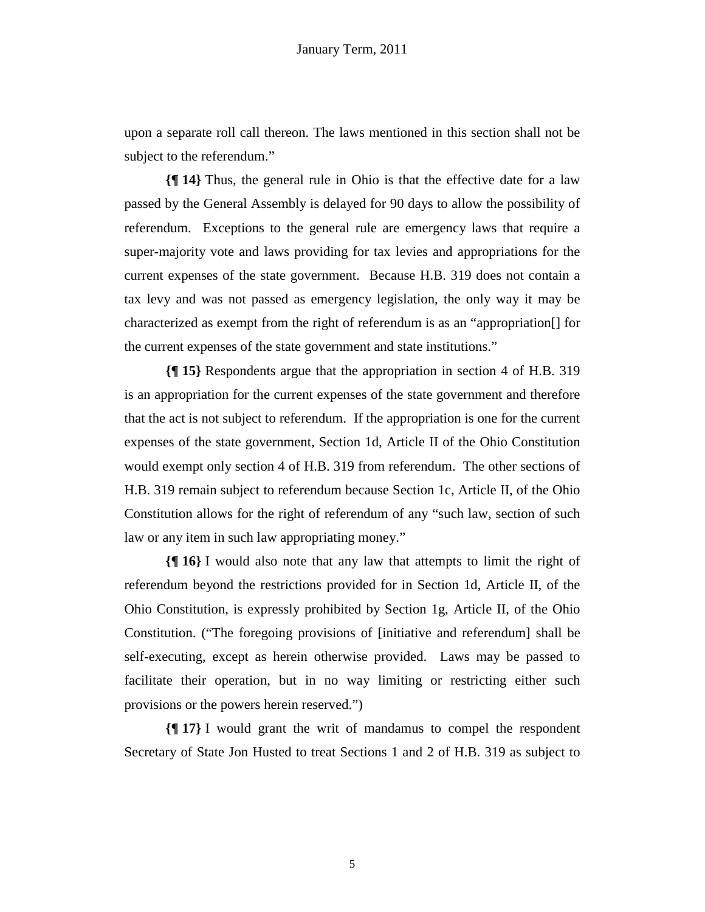upon a separate roll call thereon. The laws mentioned in this section shall not be subject to the referendum."

**{¶ 14}** Thus, the general rule in Ohio is that the effective date for a law passed by the General Assembly is delayed for 90 days to allow the possibility of referendum. Exceptions to the general rule are emergency laws that require a super-majority vote and laws providing for tax levies and appropriations for the current expenses of the state government. Because H.B. 319 does not contain a tax levy and was not passed as emergency legislation, the only way it may be characterized as exempt from the right of referendum is as an "appropriation[] for the current expenses of the state government and state institutions."

**{¶ 15}** Respondents argue that the appropriation in section 4 of H.B. 319 is an appropriation for the current expenses of the state government and therefore that the act is not subject to referendum. If the appropriation is one for the current expenses of the state government, Section 1d, Article II of the Ohio Constitution would exempt only section 4 of H.B. 319 from referendum. The other sections of H.B. 319 remain subject to referendum because Section 1c, Article II, of the Ohio Constitution allows for the right of referendum of any "such law, section of such law or any item in such law appropriating money."

**{¶ 16}** I would also note that any law that attempts to limit the right of referendum beyond the restrictions provided for in Section 1d, Article II, of the Ohio Constitution, is expressly prohibited by Section 1g, Article II, of the Ohio Constitution. ("The foregoing provisions of [initiative and referendum] shall be self-executing, except as herein otherwise provided. Laws may be passed to facilitate their operation, but in no way limiting or restricting either such provisions or the powers herein reserved.")

**{¶ 17}** I would grant the writ of mandamus to compel the respondent Secretary of State Jon Husted to treat Sections 1 and 2 of H.B. 319 as subject to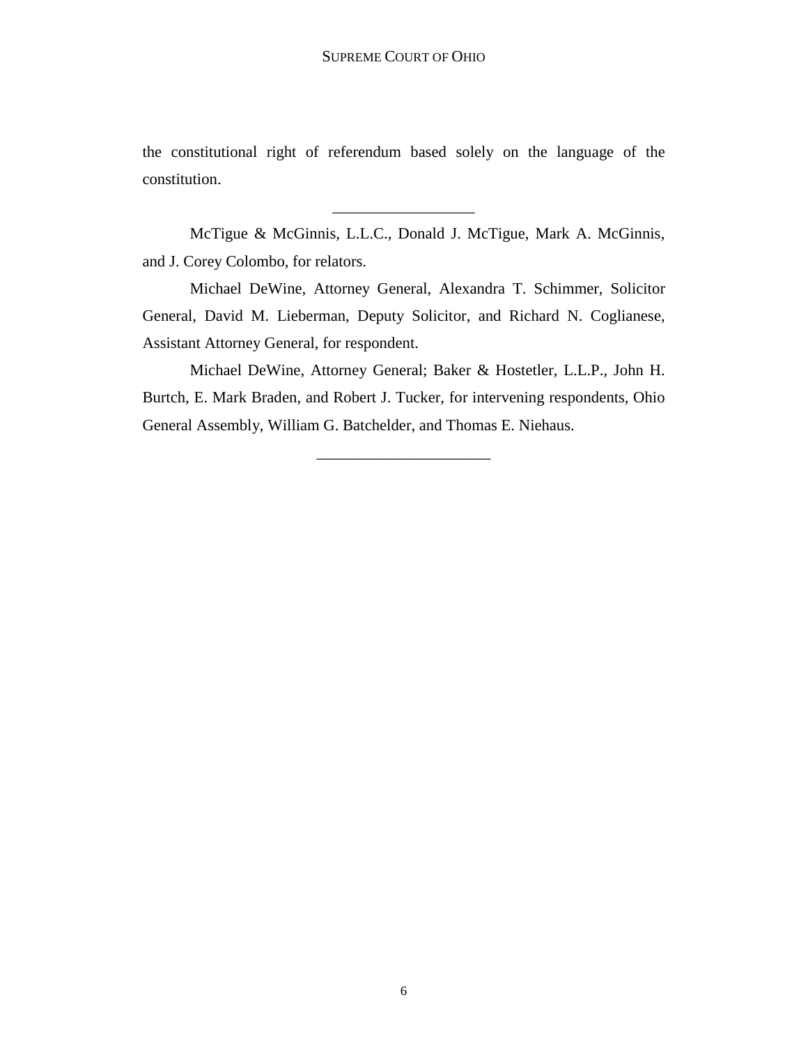the constitutional right of referendum based solely on the language of the constitution.

---

McTigue & McGinnis, L.L.C., Donald J. McTigue, Mark A. McGinnis, and J. Corey Colombo, for relators.

Michael DeWine, Attorney General, Alexandra T. Schimmer, Solicitor General, David M. Lieberman, Deputy Solicitor, and Richard N. Coglianese, Assistant Attorney General, for respondent.

Michael DeWine, Attorney General; Baker & Hostetler, L.L.P., John H. Burtch, E. Mark Braden, and Robert J. Tucker, for intervening respondents, Ohio General Assembly, William G. Batchelder, and Thomas E. Niehaus.

---